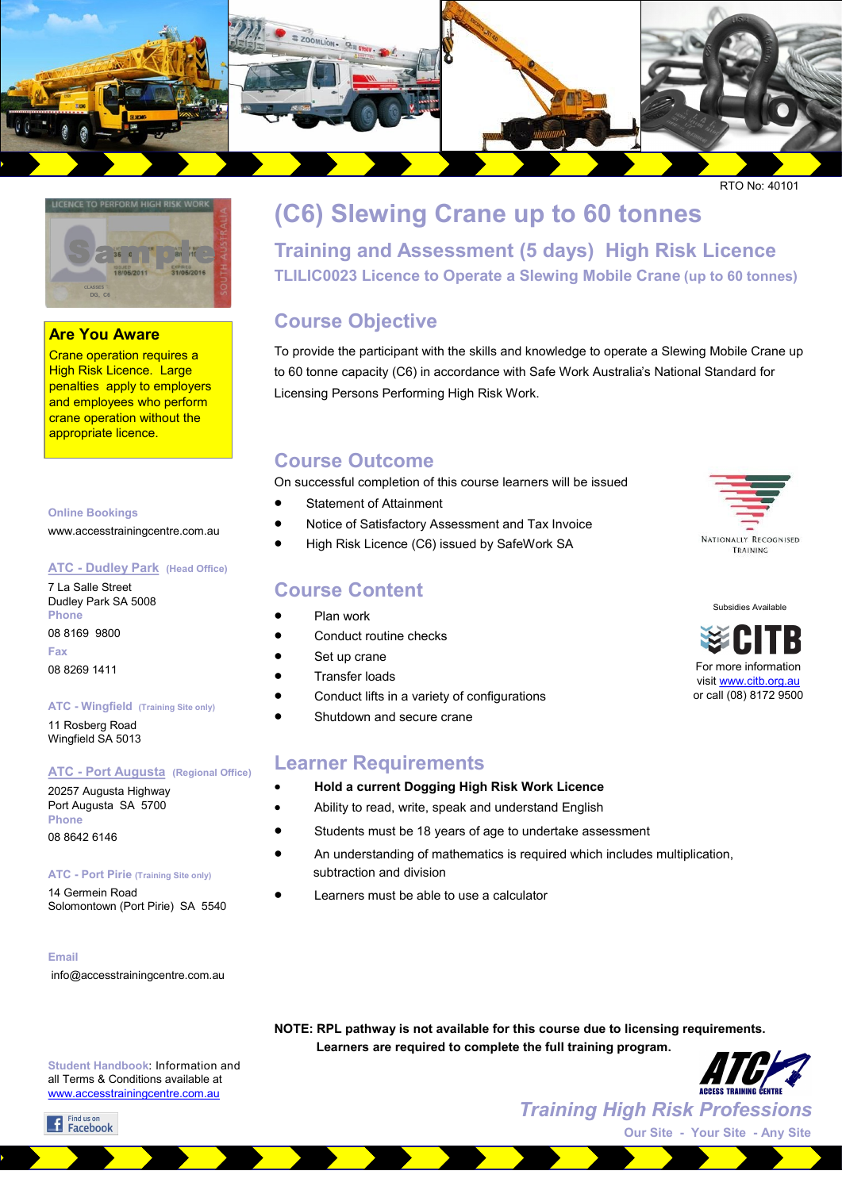RTO No: 40101

# (C6) Slewing Crane up to 60 tonnes

## Training and Assessment (5 days) High Risk Licence

### TLILIC0023 Licence to Operate a Slewing Mobile Crane (up to 60 tonnes)

**Are You Aware**

Crane operation requires a High Risk Licence. Large penalties apply to employers and employees who perform crane operation without the appropriate licence.

## Course Objective

To provide the participant with the skills and knowledge to operate a Slewing Mobile Crane up to 60 tonne capacity (C6) in accordance with Safe Work Australia's National Standard for Licensing Persons Performing High Risk Work.

## Course Outcome

On successful completion of this course learners will be issued

- Statement of Attainment
- Notice of Satisfactory Assessment and Tax Invoice
- High Risk Licence (C6) issued by SafeWork SA

Nationally Recognised Training

## Course Content

- Plan work
- Conduct routine checks
- Set up crane
- Transfer loads
- Conduct lifts in a variety of configurations
- Shutdown and secure crane

Subsidies Available

CITB

For more information visit www.citb.org.au or call (08) 8172 9500

## Learner Requirements

- **Hold a current Dogging High Risk Work Licence**
- Ability to read, write, speak and understand English
- Students must be 18 years of age to undertake assessment
- An understanding of mathematics is required which includes multiplication, subtraction and division
- Learners must be able to use a calculator

**NOTE: RPL pathway is not available for this course due to licensing requirements. Learners are required to complete the full training program.**

**Online Bookings**

www.accesstrainingcentre.com.au

**ATC - Dudley Park** (Head Office)

7 La Salle Street
Dudley Park SA 5008

Phone

08 8169 9800

Fax

08 8269 1411

**ATC - Wingfield** (Training Site only)

11 Rosberg Road
Wingfield SA 5013

**ATC - Port Augusta** (Regional Office)

20257 Augusta Highway
Port Augusta SA 5700

Phone

08 8642 6146

**ATC - Port Pirie** (Training Site only)

14 Germein Road
Solomontown (Port Pirie) SA 5540

Email

info@accesstrainingcentre.com.au

Student Handbook: Information and all Terms & Conditions available at www.accesstrainingcentre.com.au

Find us on Facebook

ATC Access Training Centre

*Training High Risk Professions*

Our Site - Your Site - Any Site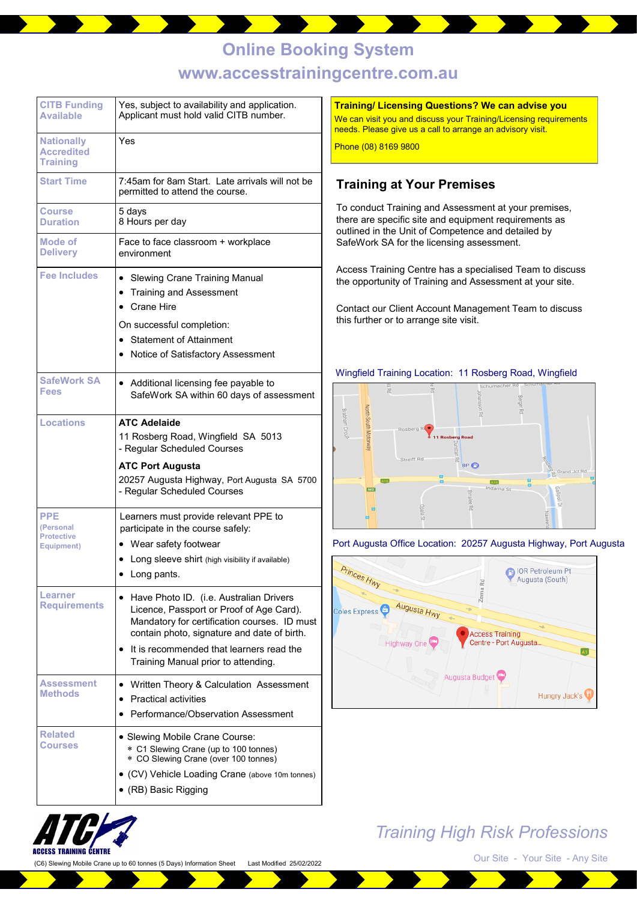# Online Booking System

## www.accesstrainingcentre.com.au

| | |
|---|---|
| **CITB Funding Available** | Yes, subject to availability and application. Applicant must hold valid CITB number. |
| **Nationally Accredited Training** | Yes |
| **Start Time** | 7:45am for 8am Start. Late arrivals will not be permitted to attend the course. |
| **Course Duration** | 5 days<br>8 Hours per day |
| **Mode of Delivery** | Face to face classroom + workplace environment |
| **Fee Includes** | • Slewing Crane Training Manual<br>• Training and Assessment<br>• Crane Hire<br>On successful completion:<br>• Statement of Attainment<br>• Notice of Satisfactory Assessment |
| **SafeWork SA Fees** | • Additional licensing fee payable to SafeWork SA within 60 days of assessment |
| **Locations** | **ATC Adelaide**<br>11 Rosberg Road, Wingfield SA 5013<br>- Regular Scheduled Courses<br>**ATC Port Augusta**<br>20257 Augusta Highway, Port Augusta SA 5700<br>- Regular Scheduled Courses |
| **PPE (Personal Protective Equipment)** | Learners must provide relevant PPE to participate in the course safely:<br>• Wear safety footwear<br>• Long sleeve shirt (high visibility if available)<br>• Long pants. |
| **Learner Requirements** | • Have Photo ID. (i.e. Australian Drivers Licence, Passport or Proof of Age Card). Mandatory for certification courses. ID must contain photo, signature and date of birth.<br>• It is recommended that learners read the Training Manual prior to attending. |
| **Assessment Methods** | • Written Theory & Calculation Assessment<br>• Practical activities<br>• Performance/Observation Assessment |
| **Related Courses** | • Slewing Mobile Crane Course:<br>  * C1 Slewing Crane (up to 100 tonnes)<br>  * CO Slewing Crane (over 100 tonnes)<br>• (CV) Vehicle Loading Crane (above 10m tonnes)<br>• (RB) Basic Rigging |

**Training/ Licensing Questions? We can advise you**

We can visit you and discuss your Training/Licensing requirements needs. Please give us a call to arrange an advisory visit.

Phone (08) 8169 9800

## Training at Your Premises

To conduct Training and Assessment at your premises, there are specific site and equipment requirements as outlined in the Unit of Competence and detailed by SafeWork SA for the licensing assessment.

Access Training Centre has a specialised Team to discuss the opportunity of Training and Assessment at your site.

Contact our Client Account Management Team to discuss this further or to arrange site visit.

Wingfield Training Location: 11 Rosberg Road, Wingfield

Port Augusta Office Location: 20257 Augusta Highway, Port Augusta

*Training High Risk Professions*

Our Site - Your Site - Any Site

(C6) Slewing Mobile Crane up to 60 tonnes (5 Days) Information Sheet Last Modified 25/02/2022